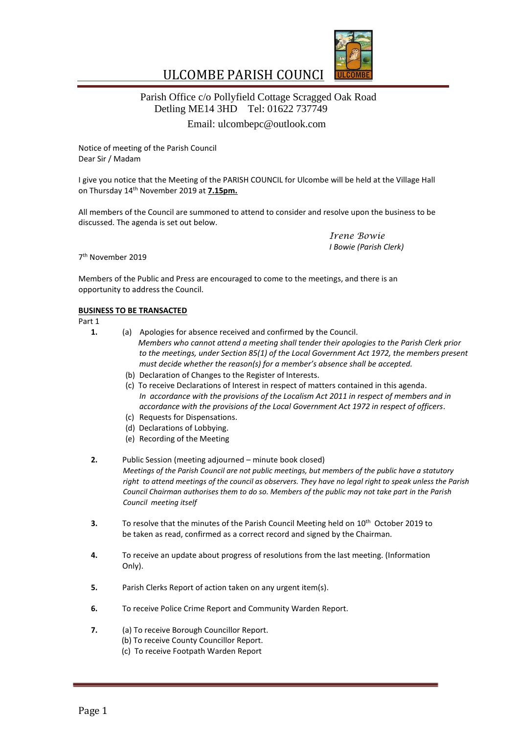# ULCOMBE PARISH COUNCI

Parish Office c/o Pollyfield Cottage Scragged Oak Road
Detling ME14 3HD Tel: 01622 737749
Email: ulcombepc@outlook.com

Notice of meeting of the Parish Council
Dear Sir / Madam

I give you notice that the Meeting of the PARISH COUNCIL for Ulcombe will be held at the Village Hall on Thursday 14th November 2019 at **7.15pm.**

All members of the Council are summoned to attend to consider and resolve upon the business to be discussed. The agenda is set out below.

*Irene Bowie*
*I Bowie (Parish Clerk)*

7th November 2019

Members of the Public and Press are encouraged to come to the meetings, and there is an opportunity to address the Council.

**BUSINESS TO BE TRANSACTED**

Part 1

**1.** (a) Apologies for absence received and confirmed by the Council.
*Members who cannot attend a meeting shall tender their apologies to the Parish Clerk prior to the meetings, under Section 85(1) of the Local Government Act 1972, the members present must decide whether the reason(s) for a member's absence shall be accepted.*
(b) Declaration of Changes to the Register of Interests.
(c) To receive Declarations of Interest in respect of matters contained in this agenda.
*In accordance with the provisions of the Localism Act 2011 in respect of members and in accordance with the provisions of the Local Government Act 1972 in respect of officers*.
(c) Requests for Dispensations.
(d) Declarations of Lobbying.
(e) Recording of the Meeting

**2.** Public Session (meeting adjourned – minute book closed)
*Meetings of the Parish Council are not public meetings, but members of the public have a statutory right to attend meetings of the council as observers. They have no legal right to speak unless the Parish Council Chairman authorises them to do so. Members of the public may not take part in the Parish Council meeting itself*

**3.** To resolve that the minutes of the Parish Council Meeting held on 10th October 2019 to be taken as read, confirmed as a correct record and signed by the Chairman.

**4.** To receive an update about progress of resolutions from the last meeting. (Information Only).

**5.** Parish Clerks Report of action taken on any urgent item(s).

**6.** To receive Police Crime Report and Community Warden Report.

**7.** (a) To receive Borough Councillor Report.
(b) To receive County Councillor Report.
(c) To receive Footpath Warden Report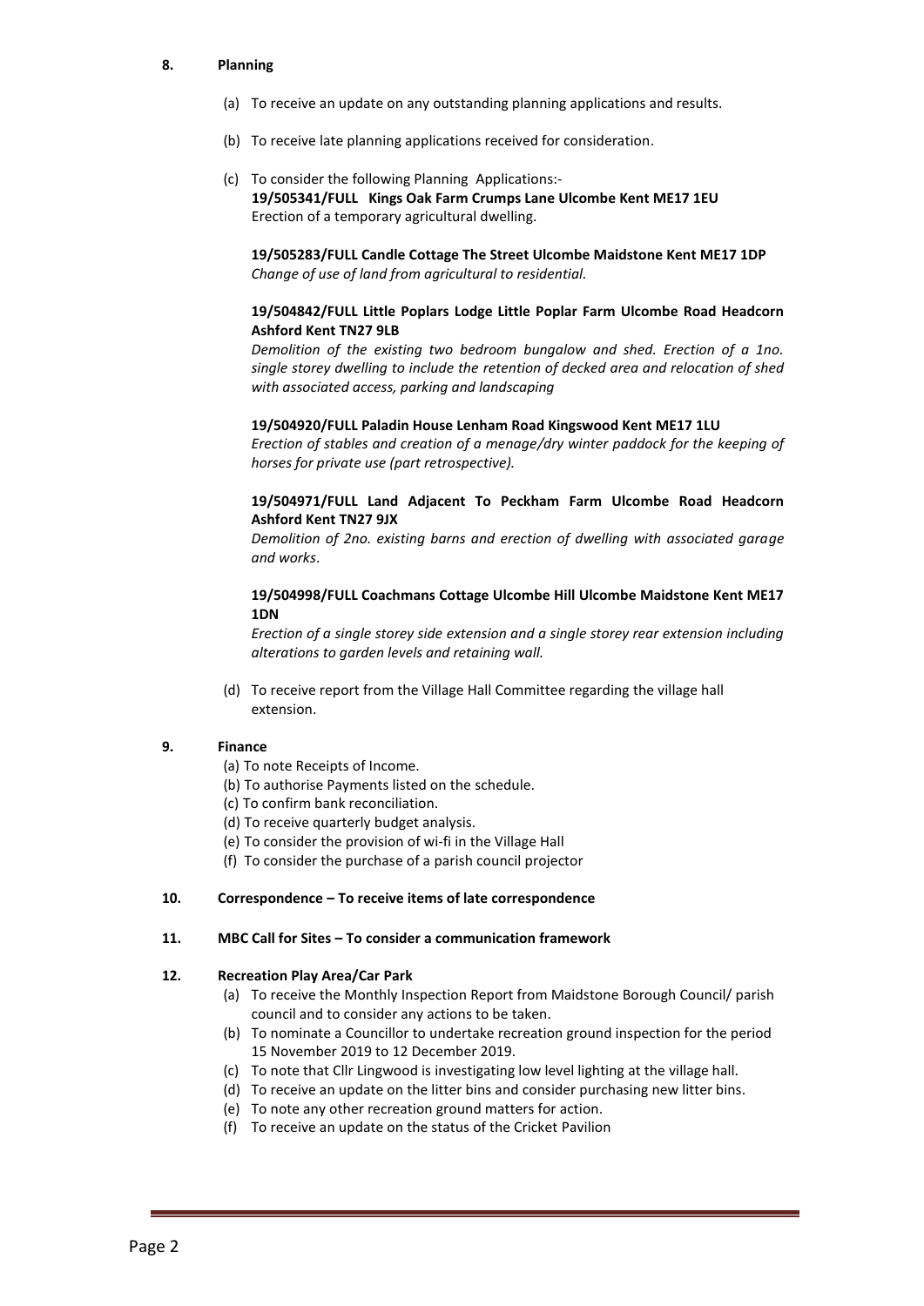**8. Planning**

(a) To receive an update on any outstanding planning applications and results.

(b) To receive late planning applications received for consideration.

(c) To consider the following Planning Applications:-

**19/505341/FULL Kings Oak Farm Crumps Lane Ulcombe Kent ME17 1EU**
Erection of a temporary agricultural dwelling.

**19/505283/FULL Candle Cottage The Street Ulcombe Maidstone Kent ME17 1DP**
*Change of use of land from agricultural to residential.*

**19/504842/FULL Little Poplars Lodge Little Poplar Farm Ulcombe Road Headcorn Ashford Kent TN27 9LB**
*Demolition of the existing two bedroom bungalow and shed. Erection of a 1no. single storey dwelling to include the retention of decked area and relocation of shed with associated access, parking and landscaping*

**19/504920/FULL Paladin House Lenham Road Kingswood Kent ME17 1LU**
*Erection of stables and creation of a menage/dry winter paddock for the keeping of horses for private use (part retrospective).*

**19/504971/FULL Land Adjacent To Peckham Farm Ulcombe Road Headcorn Ashford Kent TN27 9JX**
*Demolition of 2no. existing barns and erection of dwelling with associated garage and works*.

**19/504998/FULL Coachmans Cottage Ulcombe Hill Ulcombe Maidstone Kent ME17 1DN**
*Erection of a single storey side extension and a single storey rear extension including alterations to garden levels and retaining wall.*

(d) To receive report from the Village Hall Committee regarding the village hall extension.

**9. Finance**

(a) To note Receipts of Income.
(b) To authorise Payments listed on the schedule.
(c) To confirm bank reconciliation.
(d) To receive quarterly budget analysis.
(e) To consider the provision of wi-fi in the Village Hall
(f) To consider the purchase of a parish council projector

**10. Correspondence – To receive items of late correspondence**

**11. MBC Call for Sites – To consider a communication framework**

**12. Recreation Play Area/Car Park**

(a) To receive the Monthly Inspection Report from Maidstone Borough Council/ parish council and to consider any actions to be taken.
(b) To nominate a Councillor to undertake recreation ground inspection for the period 15 November 2019 to 12 December 2019.
(c) To note that Cllr Lingwood is investigating low level lighting at the village hall.
(d) To receive an update on the litter bins and consider purchasing new litter bins.
(e) To note any other recreation ground matters for action.
(f) To receive an update on the status of the Cricket Pavilion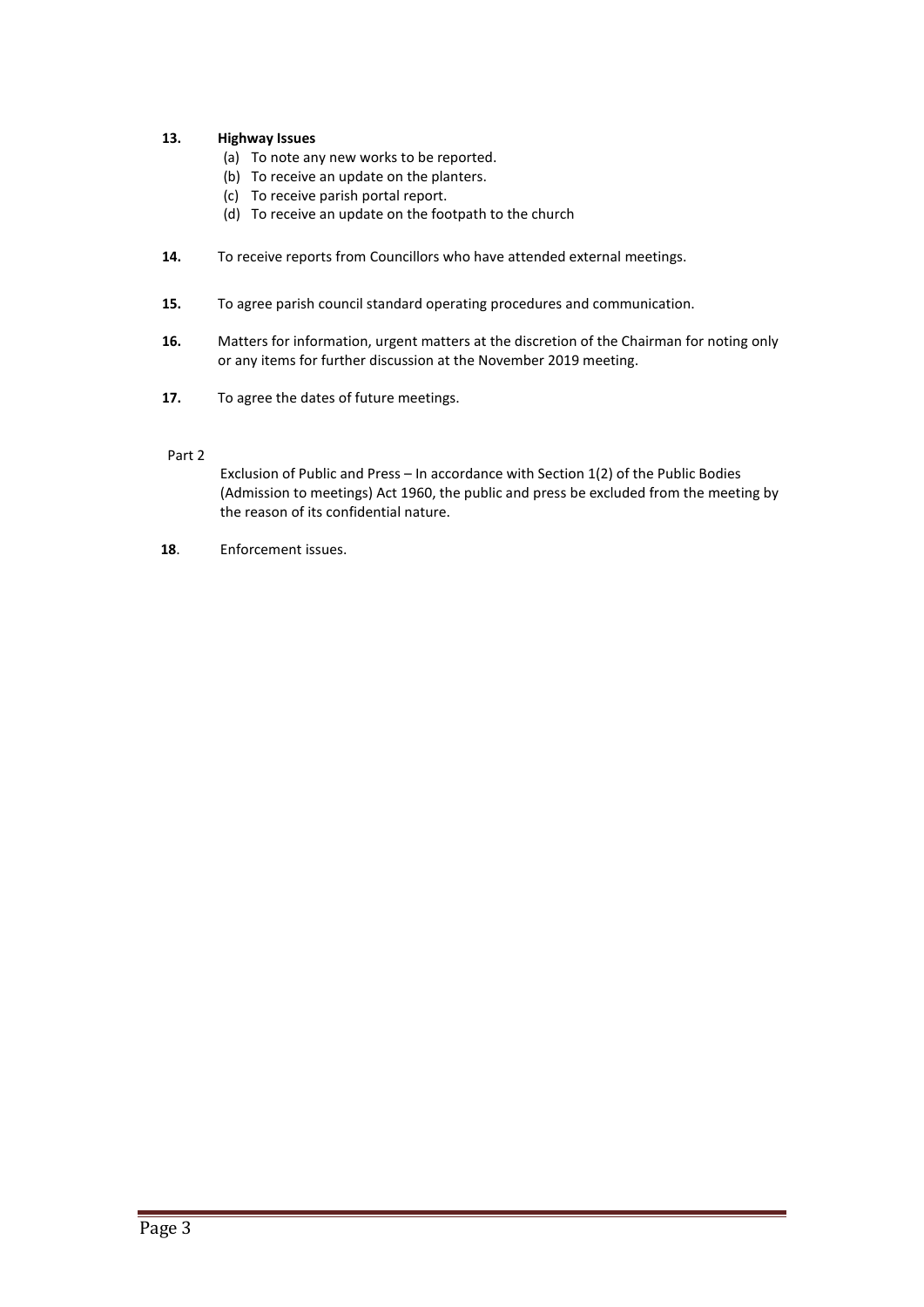**13. Highway Issues**

(a) To note any new works to be reported.
(b) To receive an update on the planters.
(c) To receive parish portal report.
(d) To receive an update on the footpath to the church

**14.** To receive reports from Councillors who have attended external meetings.

**15.** To agree parish council standard operating procedures and communication.

**16.** Matters for information, urgent matters at the discretion of the Chairman for noting only or any items for further discussion at the November 2019 meeting.

**17.** To agree the dates of future meetings.

Part 2

Exclusion of Public and Press – In accordance with Section 1(2) of the Public Bodies (Admission to meetings) Act 1960, the public and press be excluded from the meeting by the reason of its confidential nature.

**18**. Enforcement issues.